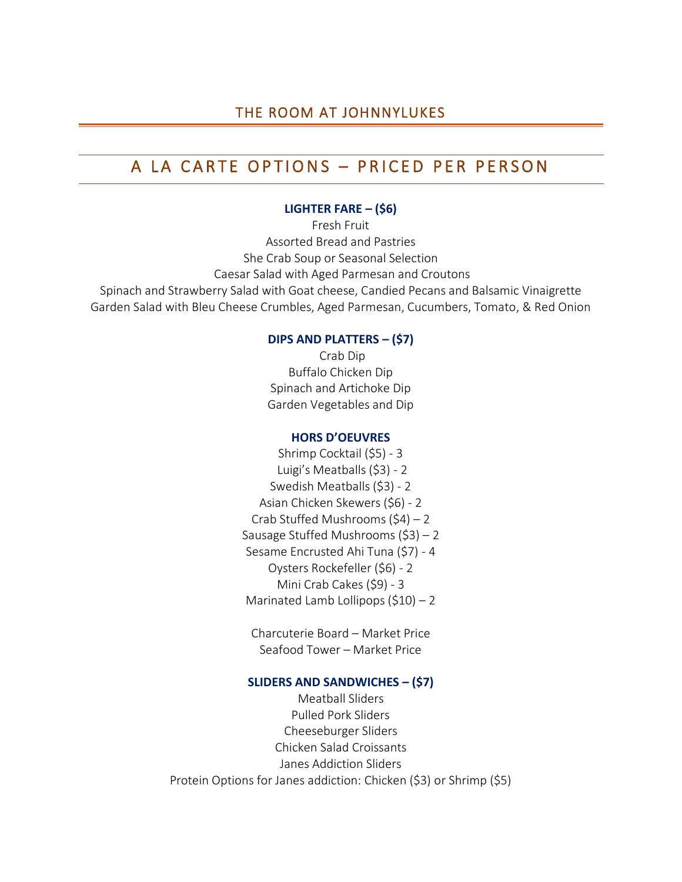# THE ROOM AT JOHNNYLUKES

## A LA CARTE OPTIONS – PRICED PER PERSON

### LIGHTER FARE – ($6)

Fresh Fruit
Assorted Bread and Pastries
She Crab Soup or Seasonal Selection
Caesar Salad with Aged Parmesan and Croutons
Spinach and Strawberry Salad with Goat cheese, Candied Pecans and Balsamic Vinaigrette
Garden Salad with Bleu Cheese Crumbles, Aged Parmesan, Cucumbers, Tomato, & Red Onion

### DIPS AND PLATTERS – ($7)

Crab Dip
Buffalo Chicken Dip
Spinach and Artichoke Dip
Garden Vegetables and Dip

### HORS D'OEUVRES

Shrimp Cocktail ($5) - 3
Luigi's Meatballs ($3) - 2
Swedish Meatballs ($3) - 2
Asian Chicken Skewers ($6) - 2
Crab Stuffed Mushrooms ($4) – 2
Sausage Stuffed Mushrooms ($3) – 2
Sesame Encrusted Ahi Tuna ($7) - 4
Oysters Rockefeller ($6) - 2
Mini Crab Cakes ($9) - 3
Marinated Lamb Lollipops ($10) – 2

Charcuterie Board – Market Price
Seafood Tower – Market Price

### SLIDERS AND SANDWICHES – ($7)

Meatball Sliders
Pulled Pork Sliders
Cheeseburger Sliders
Chicken Salad Croissants
Janes Addiction Sliders
Protein Options for Janes addiction: Chicken ($3) or Shrimp ($5)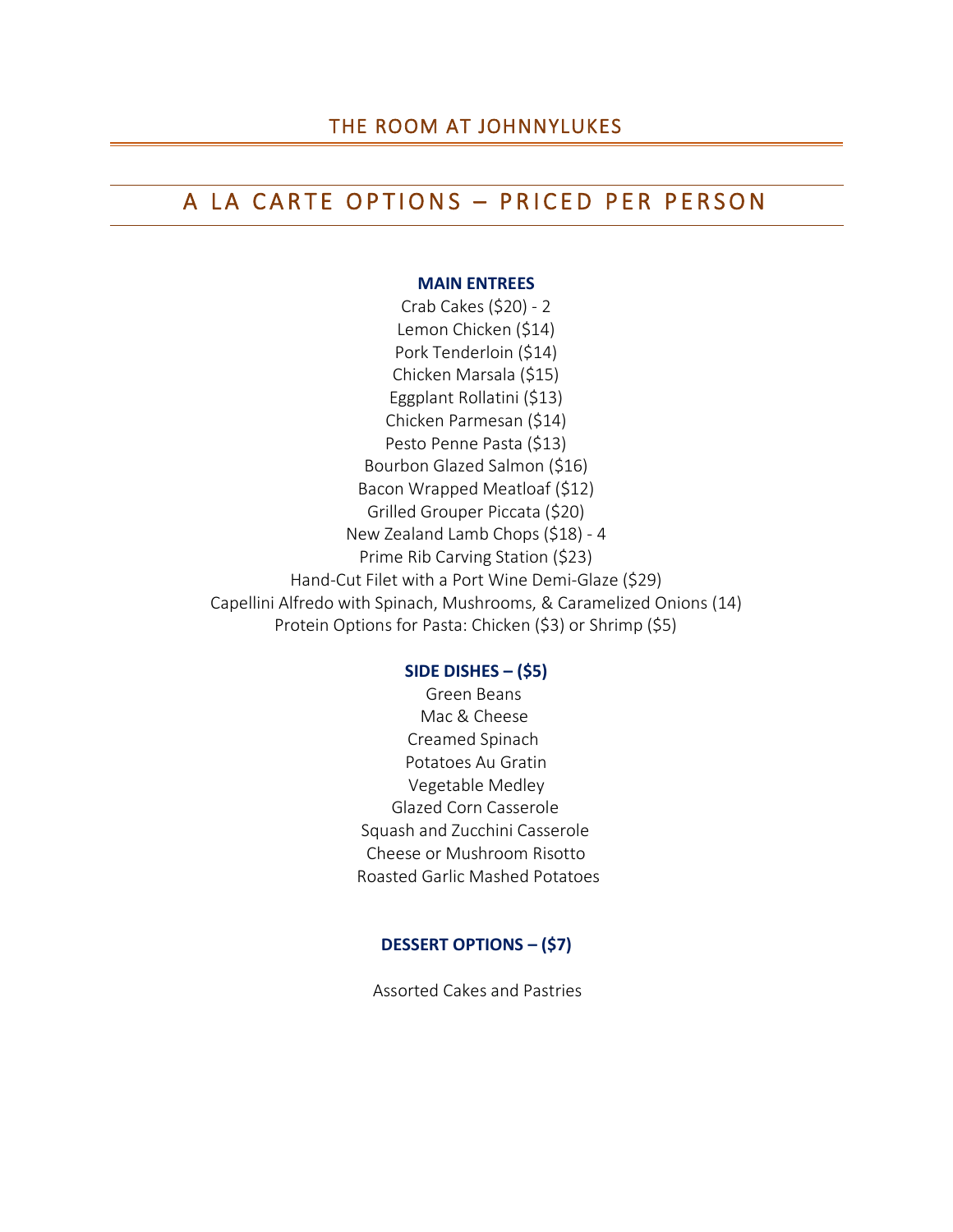# THE ROOM AT JOHNNYLUKES

## A LA CARTE OPTIONS – PRICED PER PERSON

**MAIN ENTREES**

Crab Cakes ($20) - 2
Lemon Chicken ($14)
Pork Tenderloin ($14)
Chicken Marsala ($15)
Eggplant Rollatini ($13)
Chicken Parmesan ($14)
Pesto Penne Pasta ($13)
Bourbon Glazed Salmon ($16)
Bacon Wrapped Meatloaf ($12)
Grilled Grouper Piccata ($20)
New Zealand Lamb Chops ($18) - 4
Prime Rib Carving Station ($23)
Hand-Cut Filet with a Port Wine Demi-Glaze ($29)
Capellini Alfredo with Spinach, Mushrooms, & Caramelized Onions (14)
Protein Options for Pasta: Chicken ($3) or Shrimp ($5)

**SIDE DISHES – ($5)**

Green Beans
Mac & Cheese
Creamed Spinach
Potatoes Au Gratin
Vegetable Medley
Glazed Corn Casserole
Squash and Zucchini Casserole
Cheese or Mushroom Risotto
Roasted Garlic Mashed Potatoes

**DESSERT OPTIONS – ($7)**

Assorted Cakes and Pastries